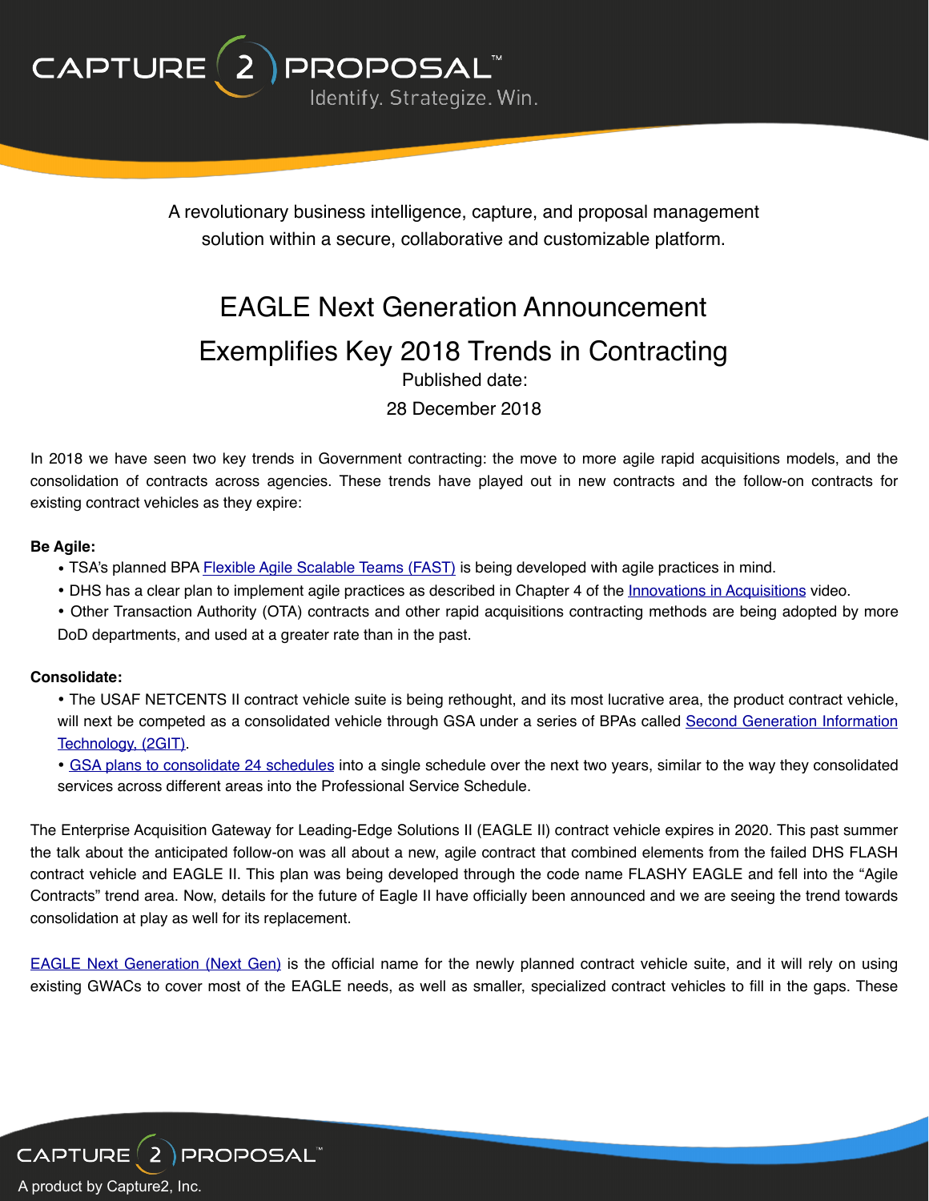A revolutionary business intelligence, capture, and proposal management solution within a secure, collaborative and customizable platform.

# EAGLE Next Generation Announcement Exemplifies Key 2018 Trends in Contracting

Published date:

28 December 2018

In 2018 we have seen two key trends in Government contracting: the move to more agile rapid acquisitions models, and the consolidation of contracts across agencies. These trends have played out in new contracts and the follow-on contracts for existing contract vehicles as they expire:

**Be Agile:**

- TSA's planned BPA Flexible Agile Scalable Teams (FAST) is being developed with agile practices in mind.
- DHS has a clear plan to implement agile practices as described in Chapter 4 of the Innovations in Acquisitions video.
- Other Transaction Authority (OTA) contracts and other rapid acquisitions contracting methods are being adopted by more DoD departments, and used at a greater rate than in the past.

**Consolidate:**

- The USAF NETCENTS II contract vehicle suite is being rethought, and its most lucrative area, the product contract vehicle, will next be competed as a consolidated vehicle through GSA under a series of BPAs called Second Generation Information Technology, (2GIT).
- GSA plans to consolidate 24 schedules into a single schedule over the next two years, similar to the way they consolidated services across different areas into the Professional Service Schedule.

The Enterprise Acquisition Gateway for Leading-Edge Solutions II (EAGLE II) contract vehicle expires in 2020. This past summer the talk about the anticipated follow-on was all about a new, agile contract that combined elements from the failed DHS FLASH contract vehicle and EAGLE II. This plan was being developed through the code name FLASHY EAGLE and fell into the "Agile Contracts" trend area. Now, details for the future of Eagle II have officially been announced and we are seeing the trend towards consolidation at play as well for its replacement.

EAGLE Next Generation (Next Gen) is the official name for the newly planned contract vehicle suite, and it will rely on using existing GWACs to cover most of the EAGLE needs, as well as smaller, specialized contract vehicles to fill in the gaps. These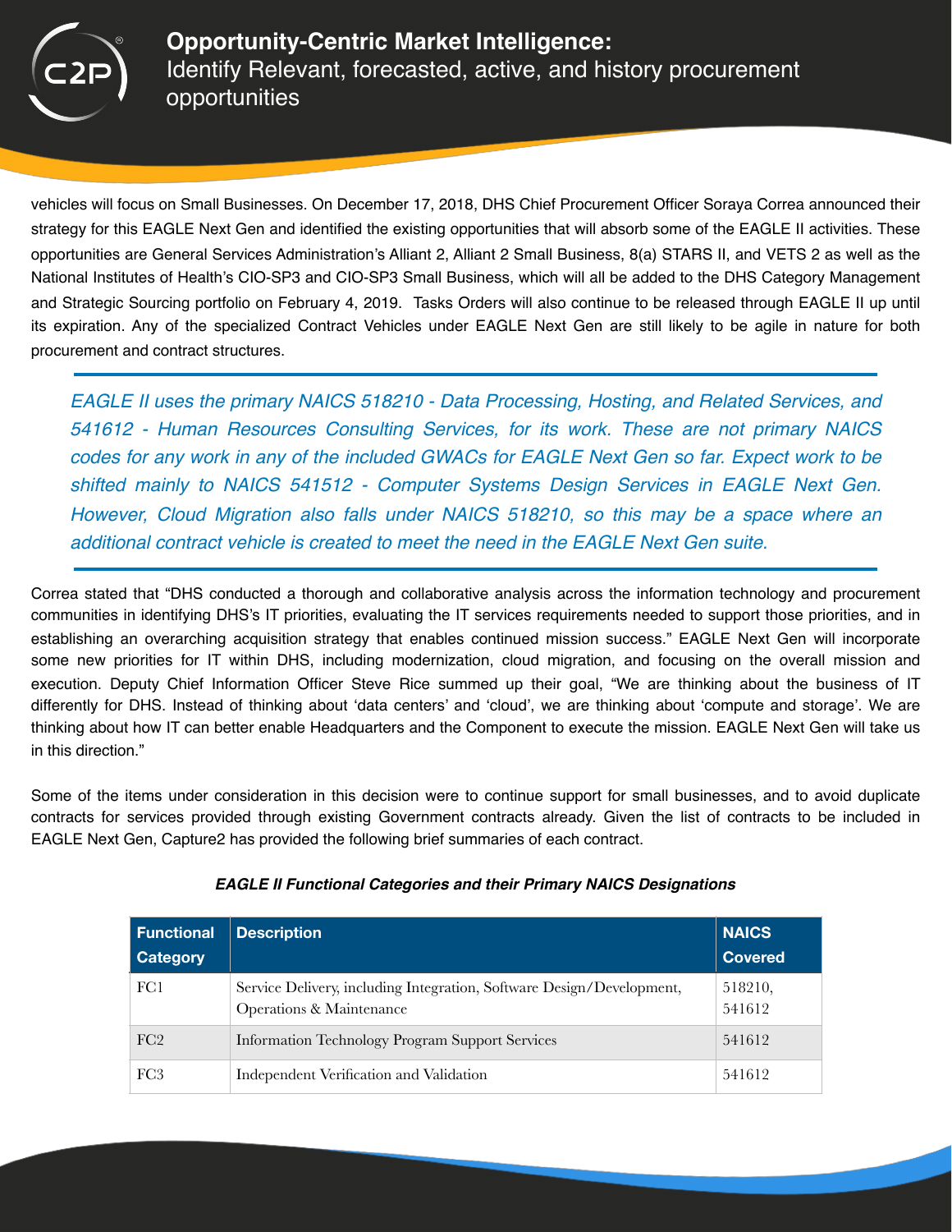vehicles will focus on Small Businesses. On December 17, 2018, DHS Chief Procurement Officer Soraya Correa announced their strategy for this EAGLE Next Gen and identified the existing opportunities that will absorb some of the EAGLE II activities. These opportunities are General Services Administration's Alliant 2, Alliant 2 Small Business, 8(a) STARS II, and VETS 2 as well as the National Institutes of Health's CIO-SP3 and CIO-SP3 Small Business, which will all be added to the DHS Category Management and Strategic Sourcing portfolio on February 4, 2019. Tasks Orders will also continue to be released through EAGLE II up until its expiration. Any of the specialized Contract Vehicles under EAGLE Next Gen are still likely to be agile in nature for both procurement and contract structures.

---

*EAGLE II uses the primary NAICS 518210 - Data Processing, Hosting, and Related Services, and 541612 - Human Resources Consulting Services, for its work. These are not primary NAICS codes for any work in any of the included GWACs for EAGLE Next Gen so far. Expect work to be shifted mainly to NAICS 541512 - Computer Systems Design Services in EAGLE Next Gen. However, Cloud Migration also falls under NAICS 518210, so this may be a space where an additional contract vehicle is created to meet the need in the EAGLE Next Gen suite.*

---

Correa stated that "DHS conducted a thorough and collaborative analysis across the information technology and procurement communities in identifying DHS's IT priorities, evaluating the IT services requirements needed to support those priorities, and in establishing an overarching acquisition strategy that enables continued mission success." EAGLE Next Gen will incorporate some new priorities for IT within DHS, including modernization, cloud migration, and focusing on the overall mission and execution. Deputy Chief Information Officer Steve Rice summed up their goal, "We are thinking about the business of IT differently for DHS. Instead of thinking about 'data centers' and 'cloud', we are thinking about 'compute and storage'. We are thinking about how IT can better enable Headquarters and the Component to execute the mission. EAGLE Next Gen will take us in this direction."

Some of the items under consideration in this decision were to continue support for small businesses, and to avoid duplicate contracts for services provided through existing Government contracts already. Given the list of contracts to be included in EAGLE Next Gen, Capture2 has provided the following brief summaries of each contract.

***EAGLE II Functional Categories and their Primary NAICS Designations***

| Functional Category | Description | NAICS Covered |
|---|---|---|
| FC1 | Service Delivery, including Integration, Software Design/Development, Operations & Maintenance | 518210, 541612 |
| FC2 | Information Technology Program Support Services | 541612 |
| FC3 | Independent Verification and Validation | 541612 |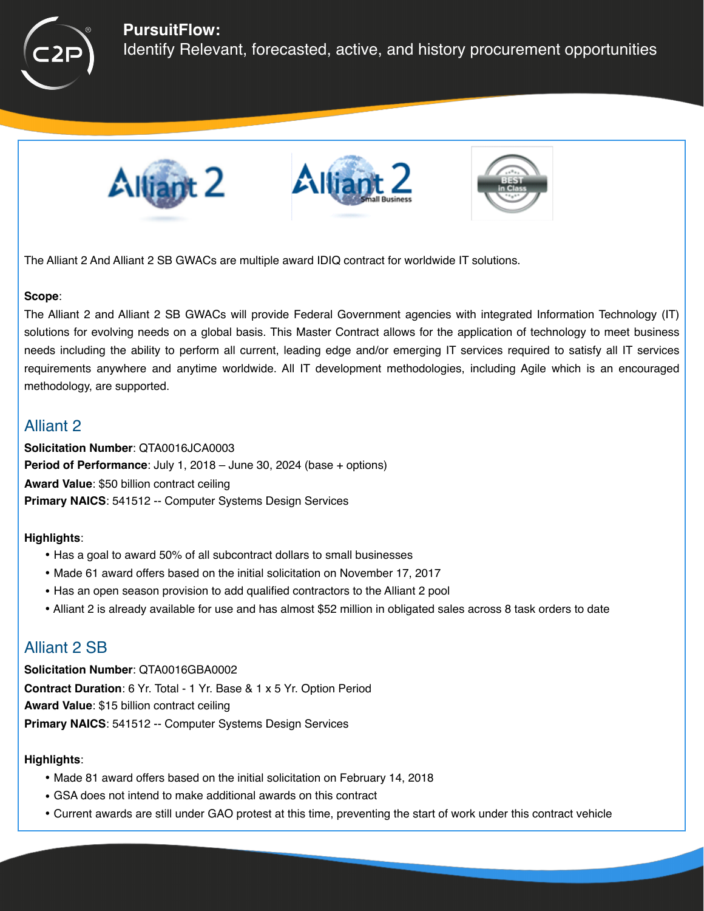The Alliant 2 And Alliant 2 SB GWACs are multiple award IDIQ contract for worldwide IT solutions.

**Scope**:
The Alliant 2 and Alliant 2 SB GWACs will provide Federal Government agencies with integrated Information Technology (IT) solutions for evolving needs on a global basis. This Master Contract allows for the application of technology to meet business needs including the ability to perform all current, leading edge and/or emerging IT services required to satisfy all IT services requirements anywhere and anytime worldwide. All IT development methodologies, including Agile which is an encouraged methodology, are supported.

## Alliant 2

**Solicitation Number**: QTA0016JCA0003
**Period of Performance**: July 1, 2018 – June 30, 2024 (base + options)
**Award Value**: $50 billion contract ceiling
**Primary NAICS**: 541512 -- Computer Systems Design Services

**Highlights**:

- Has a goal to award 50% of all subcontract dollars to small businesses
- Made 61 award offers based on the initial solicitation on November 17, 2017
- Has an open season provision to add qualified contractors to the Alliant 2 pool
- Alliant 2 is already available for use and has almost $52 million in obligated sales across 8 task orders to date

## Alliant 2 SB

**Solicitation Number**: QTA0016GBA0002
**Contract Duration**: 6 Yr. Total - 1 Yr. Base & 1 x 5 Yr. Option Period
**Award Value**: $15 billion contract ceiling
**Primary NAICS**: 541512 -- Computer Systems Design Services

**Highlights**:

- Made 81 award offers based on the initial solicitation on February 14, 2018
- GSA does not intend to make additional awards on this contract
- Current awards are still under GAO protest at this time, preventing the start of work under this contract vehicle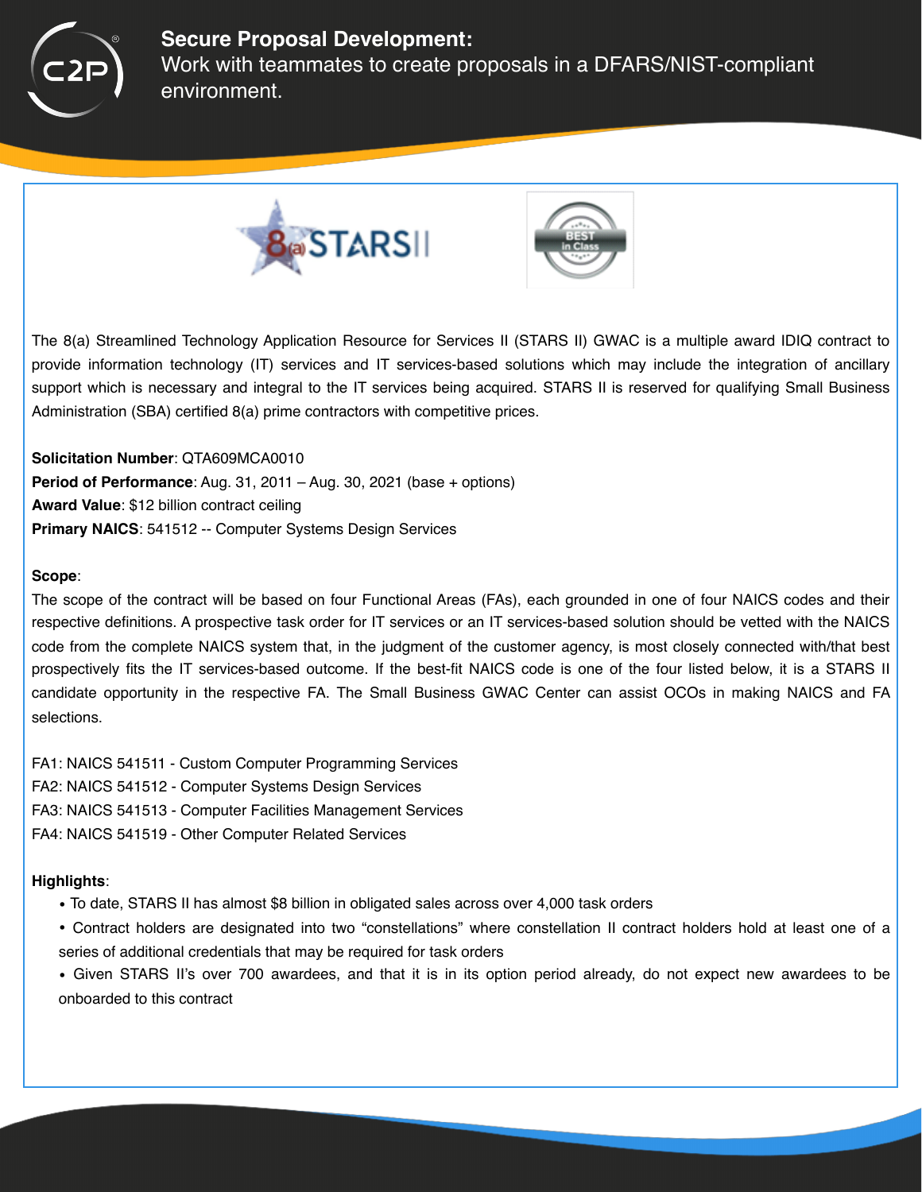**Secure Proposal Development:**
Work with teammates to create proposals in a DFARS/NIST-compliant environment.

The 8(a) Streamlined Technology Application Resource for Services II (STARS II) GWAC is a multiple award IDIQ contract to provide information technology (IT) services and IT services-based solutions which may include the integration of ancillary support which is necessary and integral to the IT services being acquired. STARS II is reserved for qualifying Small Business Administration (SBA) certified 8(a) prime contractors with competitive prices.

**Solicitation Number**: QTA609MCA0010
**Period of Performance**: Aug. 31, 2011 – Aug. 30, 2021 (base + options)
**Award Value**: $12 billion contract ceiling
**Primary NAICS**: 541512 -- Computer Systems Design Services

**Scope**:
The scope of the contract will be based on four Functional Areas (FAs), each grounded in one of four NAICS codes and their respective definitions. A prospective task order for IT services or an IT services-based solution should be vetted with the NAICS code from the complete NAICS system that, in the judgment of the customer agency, is most closely connected with/that best prospectively fits the IT services-based outcome. If the best-fit NAICS code is one of the four listed below, it is a STARS II candidate opportunity in the respective FA. The Small Business GWAC Center can assist OCOs in making NAICS and FA selections.

FA1: NAICS 541511 - Custom Computer Programming Services
FA2: NAICS 541512 - Computer Systems Design Services
FA3: NAICS 541513 - Computer Facilities Management Services
FA4: NAICS 541519 - Other Computer Related Services

**Highlights**:

- To date, STARS II has almost $8 billion in obligated sales across over 4,000 task orders
- Contract holders are designated into two "constellations" where constellation II contract holders hold at least one of a series of additional credentials that may be required for task orders
- Given STARS II's over 700 awardees, and that it is in its option period already, do not expect new awardees to be onboarded to this contract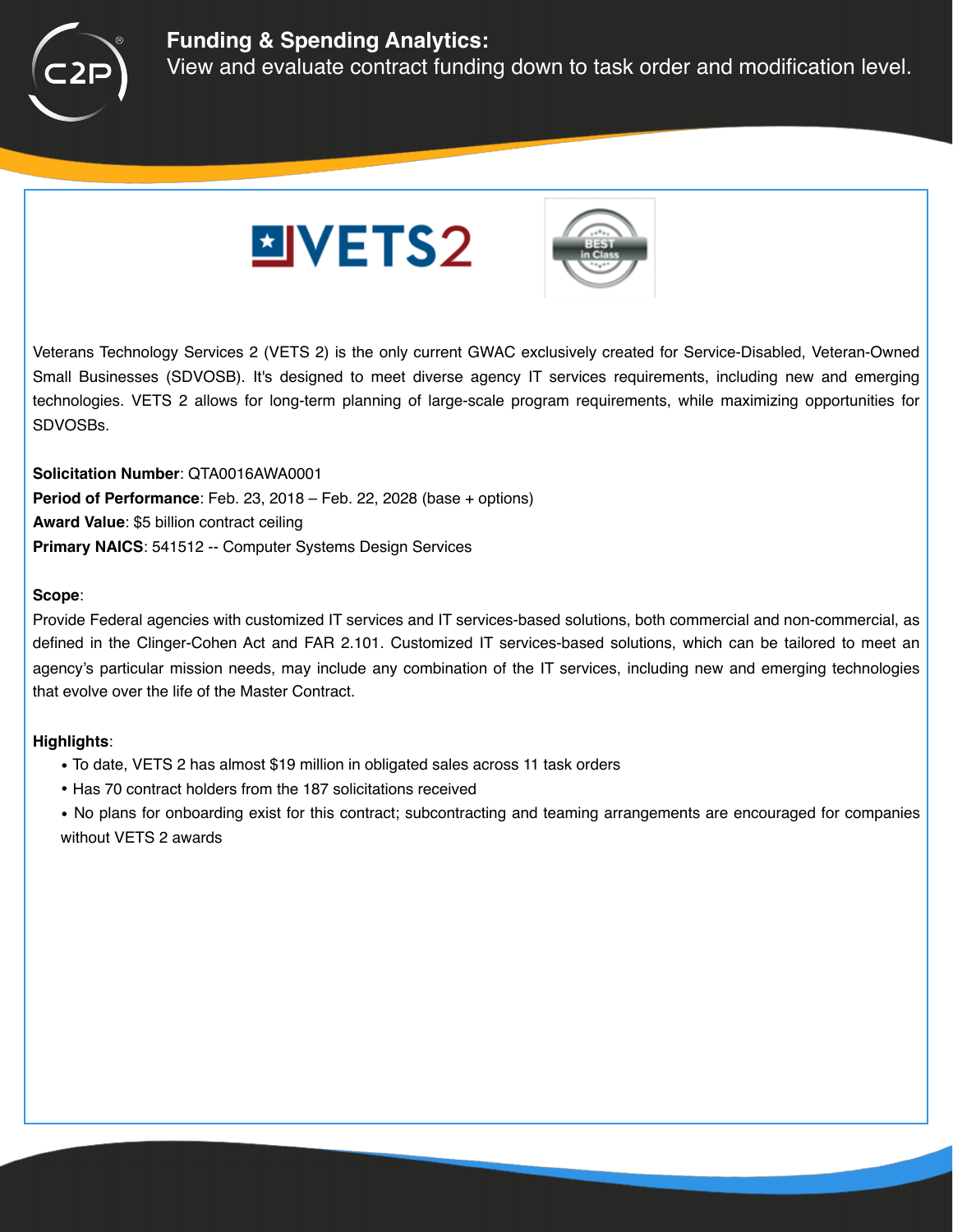## Funding & Spending Analytics:

View and evaluate contract funding down to task order and modification level.

Veterans Technology Services 2 (VETS 2) is the only current GWAC exclusively created for Service-Disabled, Veteran-Owned Small Businesses (SDVOSB). It's designed to meet diverse agency IT services requirements, including new and emerging technologies. VETS 2 allows for long-term planning of large-scale program requirements, while maximizing opportunities for SDVOSBs.

**Solicitation Number**: QTA0016AWA0001
**Period of Performance**: Feb. 23, 2018 – Feb. 22, 2028 (base + options)
**Award Value**: $5 billion contract ceiling
**Primary NAICS**: 541512 -- Computer Systems Design Services

**Scope**:
Provide Federal agencies with customized IT services and IT services-based solutions, both commercial and non-commercial, as defined in the Clinger-Cohen Act and FAR 2.101. Customized IT services-based solutions, which can be tailored to meet an agency's particular mission needs, may include any combination of the IT services, including new and emerging technologies that evolve over the life of the Master Contract.

**Highlights**:

- To date, VETS 2 has almost $19 million in obligated sales across 11 task orders
- Has 70 contract holders from the 187 solicitations received
- No plans for onboarding exist for this contract; subcontracting and teaming arrangements are encouraged for companies without VETS 2 awards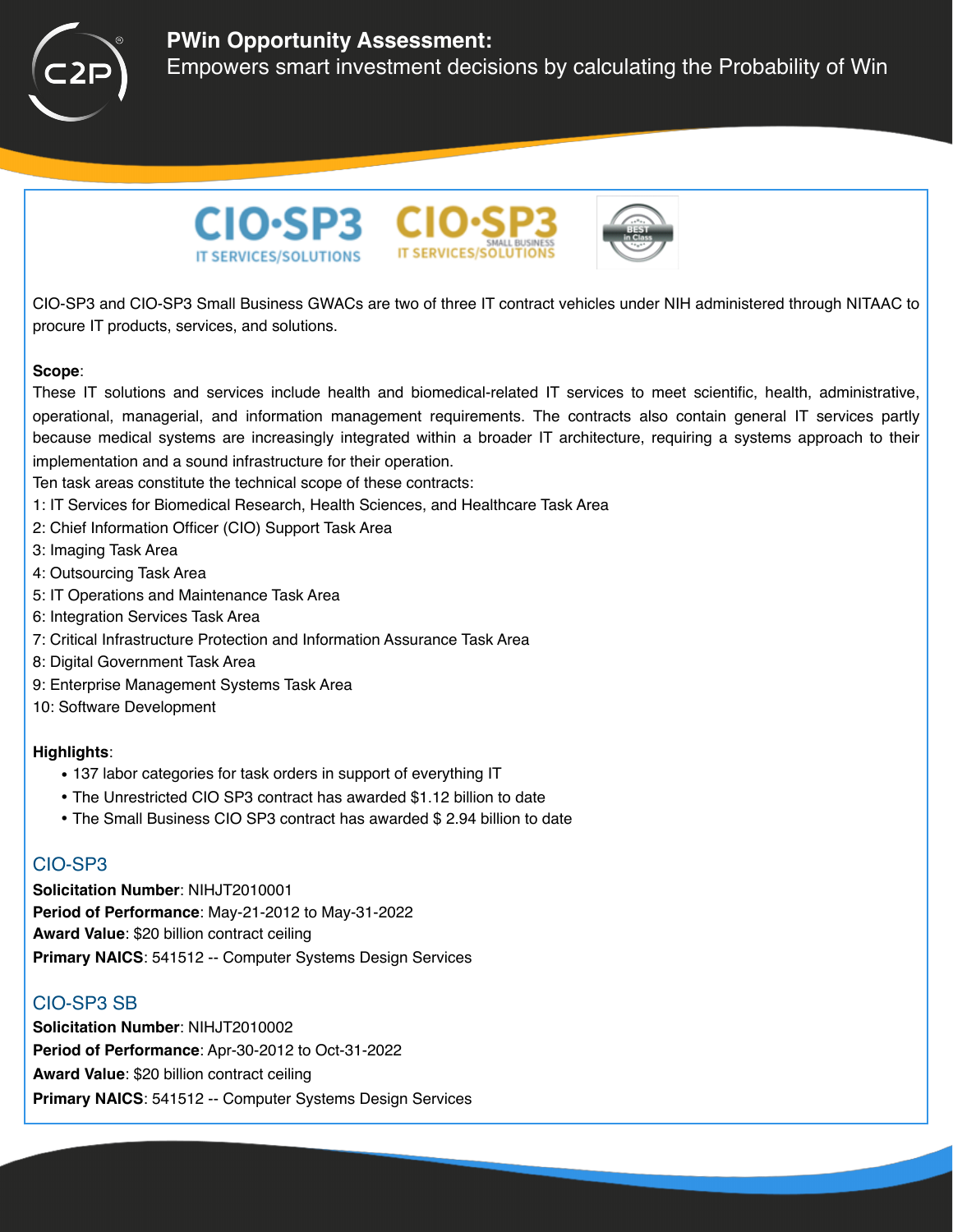# PWin Opportunity Assessment:

Empowers smart investment decisions by calculating the Probability of Win

CIO-SP3 and CIO-SP3 Small Business GWACs are two of three IT contract vehicles under NIH administered through NITAAC to procure IT products, services, and solutions.

**Scope**:

These IT solutions and services include health and biomedical-related IT services to meet scientific, health, administrative, operational, managerial, and information management requirements. The contracts also contain general IT services partly because medical systems are increasingly integrated within a broader IT architecture, requiring a systems approach to their implementation and a sound infrastructure for their operation.

Ten task areas constitute the technical scope of these contracts:

1: IT Services for Biomedical Research, Health Sciences, and Healthcare Task Area
2: Chief Information Officer (CIO) Support Task Area
3: Imaging Task Area
4: Outsourcing Task Area
5: IT Operations and Maintenance Task Area
6: Integration Services Task Area
7: Critical Infrastructure Protection and Information Assurance Task Area
8: Digital Government Task Area
9: Enterprise Management Systems Task Area
10: Software Development

**Highlights**:

- 137 labor categories for task orders in support of everything IT
- The Unrestricted CIO SP3 contract has awarded $1.12 billion to date
- The Small Business CIO SP3 contract has awarded $ 2.94 billion to date

## CIO-SP3

**Solicitation Number**: NIHJT2010001
**Period of Performance**: May-21-2012 to May-31-2022
**Award Value**: $20 billion contract ceiling
**Primary NAICS**: 541512 -- Computer Systems Design Services

## CIO-SP3 SB

**Solicitation Number**: NIHJT2010002
**Period of Performance**: Apr-30-2012 to Oct-31-2022
**Award Value**: $20 billion contract ceiling
**Primary NAICS**: 541512 -- Computer Systems Design Services